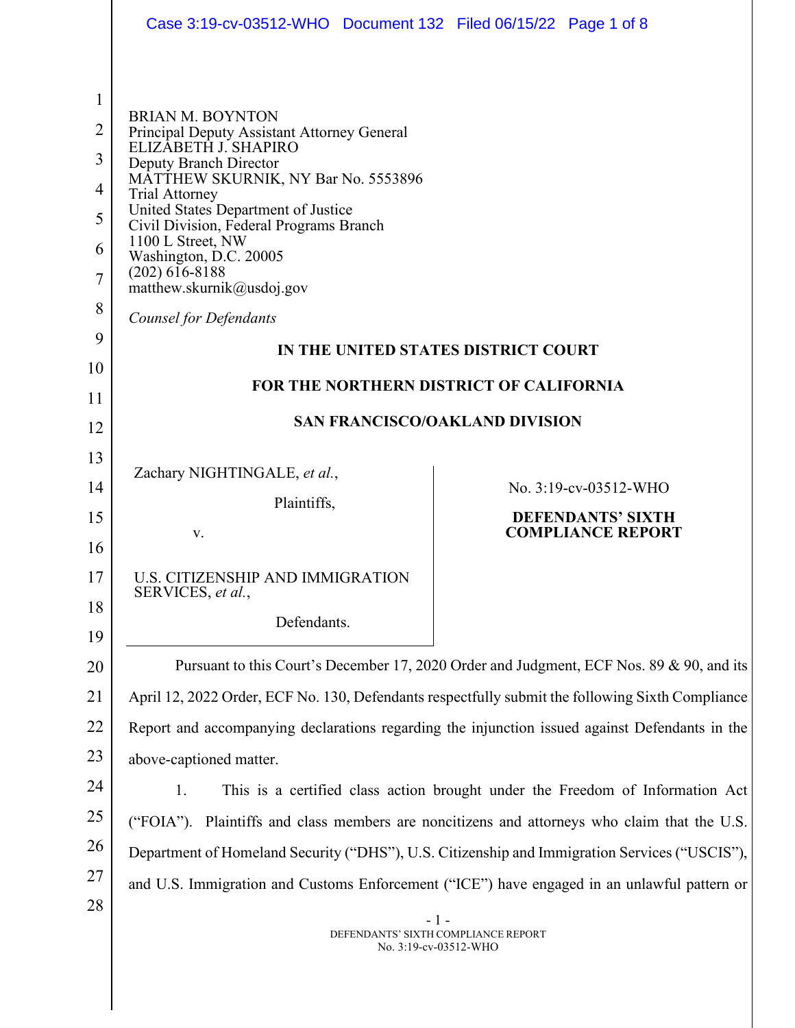BRIAN M. BOYNTON
Principal Deputy Assistant Attorney General
ELIZABETH J. SHAPIRO
Deputy Branch Director
MATTHEW SKURNIK, NY Bar No. 5553896
Trial Attorney
United States Department of Justice
Civil Division, Federal Programs Branch
1100 L Street, NW
Washington, D.C. 20005
(202) 616-8188
matthew.skurnik@usdoj.gov

*Counsel for Defendants*

**IN THE UNITED STATES DISTRICT COURT**

**FOR THE NORTHERN DISTRICT OF CALIFORNIA**

**SAN FRANCISCO/OAKLAND DIVISION**

Zachary NIGHTINGALE, *et al.*,

Plaintiffs,

v.

U.S. CITIZENSHIP AND IMMIGRATION SERVICES, *et al.*,

Defendants.

No. 3:19-cv-03512-WHO

**DEFENDANTS' SIXTH COMPLIANCE REPORT**

Pursuant to this Court's December 17, 2020 Order and Judgment, ECF Nos. 89 & 90, and its April 12, 2022 Order, ECF No. 130, Defendants respectfully submit the following Sixth Compliance Report and accompanying declarations regarding the injunction issued against Defendants in the above-captioned matter.

1. This is a certified class action brought under the Freedom of Information Act ("FOIA"). Plaintiffs and class members are noncitizens and attorneys who claim that the U.S. Department of Homeland Security ("DHS"), U.S. Citizenship and Immigration Services ("USCIS"), and U.S. Immigration and Customs Enforcement ("ICE") have engaged in an unlawful pattern or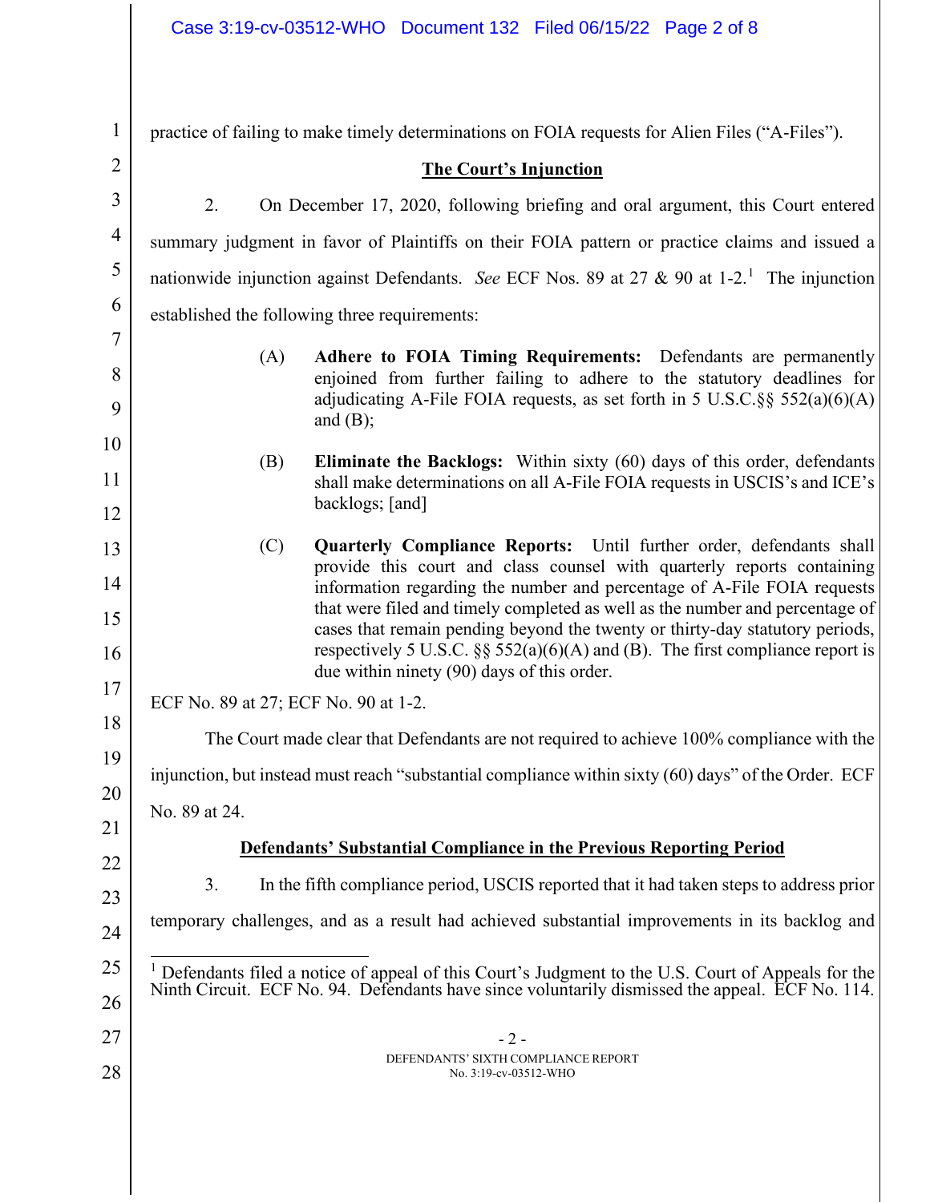practice of failing to make timely determinations on FOIA requests for Alien Files ("A-Files").

**The Court's Injunction**

2. On December 17, 2020, following briefing and oral argument, this Court entered summary judgment in favor of Plaintiffs on their FOIA pattern or practice claims and issued a nationwide injunction against Defendants. *See* ECF Nos. 89 at 27 & 90 at 1-2.[1] The injunction established the following three requirements:

> (A) **Adhere to FOIA Timing Requirements:** Defendants are permanently enjoined from further failing to adhere to the statutory deadlines for adjudicating A-File FOIA requests, as set forth in 5 U.S.C.§§ 552(a)(6)(A) and (B);
>
> (B) **Eliminate the Backlogs:** Within sixty (60) days of this order, defendants shall make determinations on all A-File FOIA requests in USCIS's and ICE's backlogs; [and]
>
> (C) **Quarterly Compliance Reports:** Until further order, defendants shall provide this court and class counsel with quarterly reports containing information regarding the number and percentage of A-File FOIA requests that were filed and timely completed as well as the number and percentage of cases that remain pending beyond the twenty or thirty-day statutory periods, respectively 5 U.S.C. §§ 552(a)(6)(A) and (B). The first compliance report is due within ninety (90) days of this order.

ECF No. 89 at 27; ECF No. 90 at 1-2.

The Court made clear that Defendants are not required to achieve 100% compliance with the injunction, but instead must reach "substantial compliance within sixty (60) days" of the Order. ECF No. 89 at 24.

**Defendants' Substantial Compliance in the Previous Reporting Period**

3. In the fifth compliance period, USCIS reported that it had taken steps to address prior temporary challenges, and as a result had achieved substantial improvements in its backlog and

[1] Defendants filed a notice of appeal of this Court's Judgment to the U.S. Court of Appeals for the Ninth Circuit. ECF No. 94. Defendants have since voluntarily dismissed the appeal. ECF No. 114.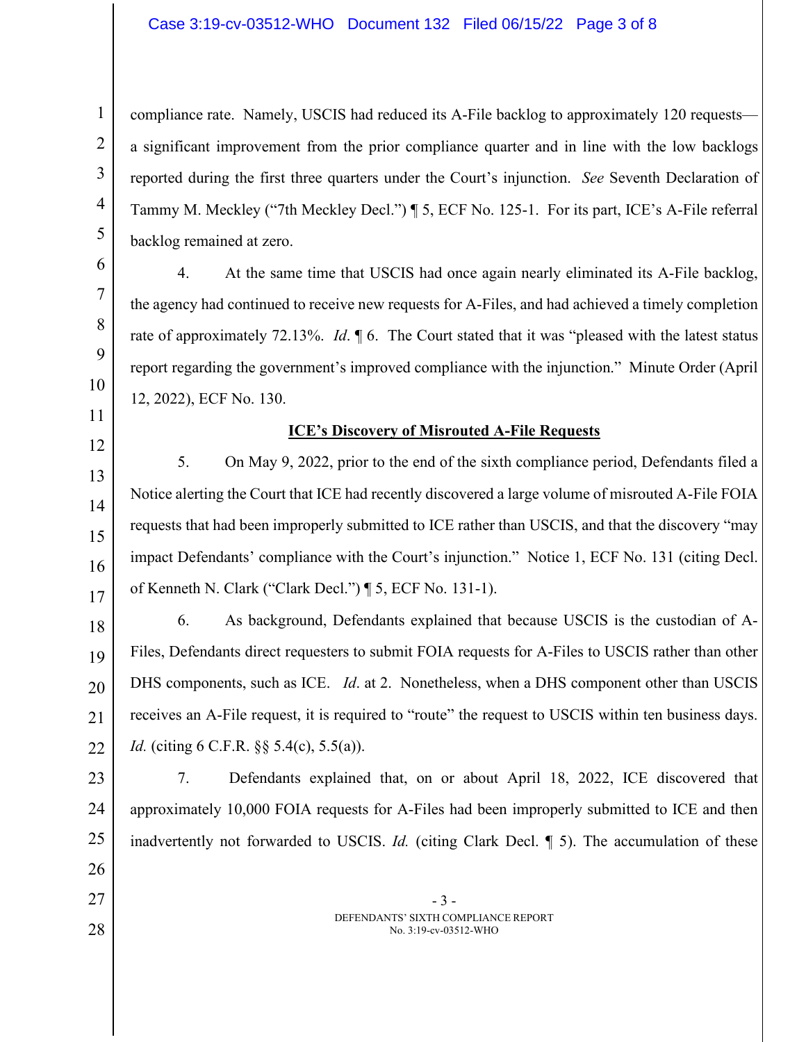compliance rate. Namely, USCIS had reduced its A-File backlog to approximately 120 requests—a significant improvement from the prior compliance quarter and in line with the low backlogs reported during the first three quarters under the Court's injunction. *See* Seventh Declaration of Tammy M. Meckley ("7th Meckley Decl.") ¶ 5, ECF No. 125-1. For its part, ICE's A-File referral backlog remained at zero.

4. At the same time that USCIS had once again nearly eliminated its A-File backlog, the agency had continued to receive new requests for A-Files, and had achieved a timely completion rate of approximately 72.13%. *Id*. ¶ 6. The Court stated that it was "pleased with the latest status report regarding the government's improved compliance with the injunction." Minute Order (April 12, 2022), ECF No. 130.

**ICE's Discovery of Misrouted A-File Requests**

5. On May 9, 2022, prior to the end of the sixth compliance period, Defendants filed a Notice alerting the Court that ICE had recently discovered a large volume of misrouted A-File FOIA requests that had been improperly submitted to ICE rather than USCIS, and that the discovery "may impact Defendants' compliance with the Court's injunction." Notice 1, ECF No. 131 (citing Decl. of Kenneth N. Clark ("Clark Decl.") ¶ 5, ECF No. 131-1).

6. As background, Defendants explained that because USCIS is the custodian of A-Files, Defendants direct requesters to submit FOIA requests for A-Files to USCIS rather than other DHS components, such as ICE. *Id*. at 2. Nonetheless, when a DHS component other than USCIS receives an A-File request, it is required to "route" the request to USCIS within ten business days. *Id.* (citing 6 C.F.R. §§ 5.4(c), 5.5(a)).

7. Defendants explained that, on or about April 18, 2022, ICE discovered that approximately 10,000 FOIA requests for A-Files had been improperly submitted to ICE and then inadvertently not forwarded to USCIS. *Id.* (citing Clark Decl. ¶ 5). The accumulation of these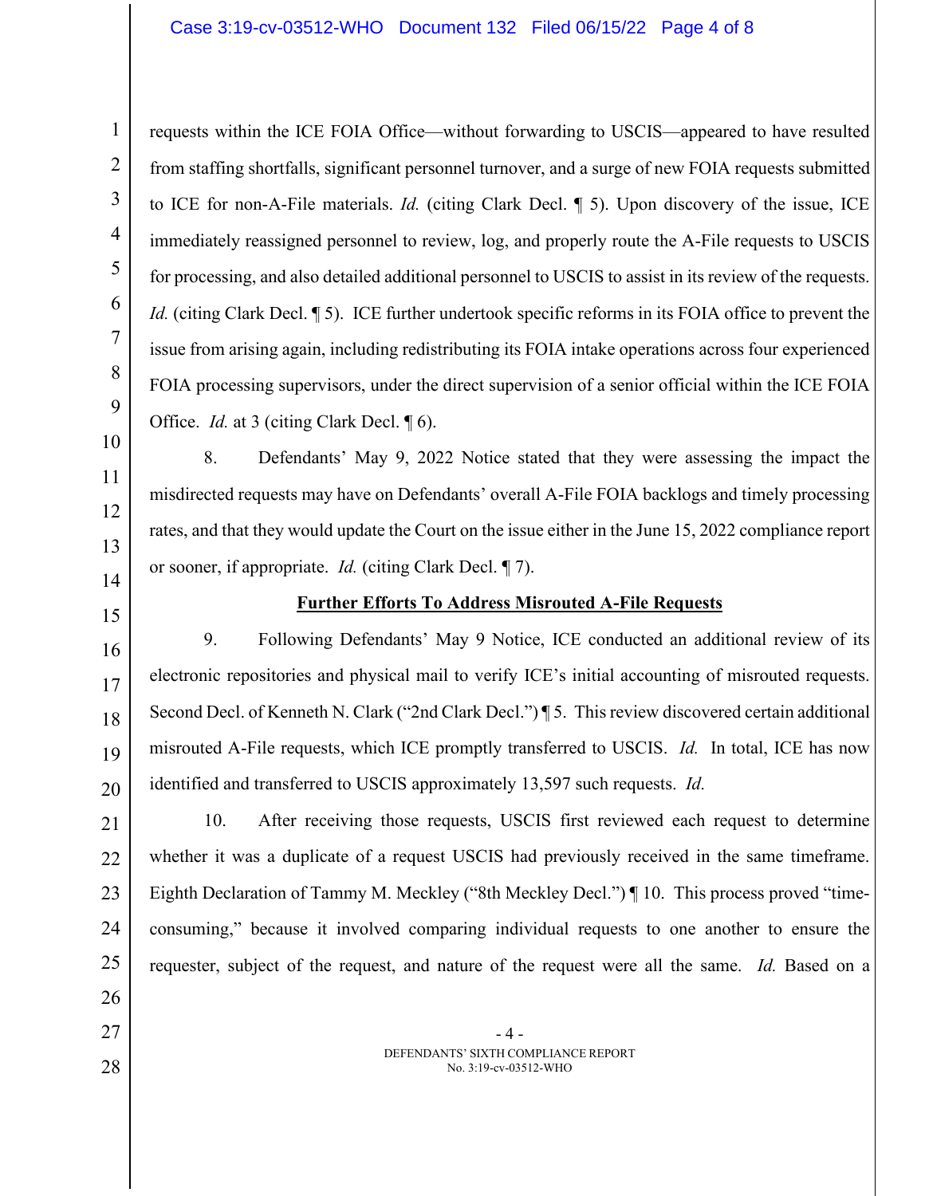requests within the ICE FOIA Office—without forwarding to USCIS—appeared to have resulted from staffing shortfalls, significant personnel turnover, and a surge of new FOIA requests submitted to ICE for non-A-File materials. *Id.* (citing Clark Decl. ¶ 5). Upon discovery of the issue, ICE immediately reassigned personnel to review, log, and properly route the A-File requests to USCIS for processing, and also detailed additional personnel to USCIS to assist in its review of the requests. *Id.* (citing Clark Decl. ¶ 5). ICE further undertook specific reforms in its FOIA office to prevent the issue from arising again, including redistributing its FOIA intake operations across four experienced FOIA processing supervisors, under the direct supervision of a senior official within the ICE FOIA Office. *Id.* at 3 (citing Clark Decl. ¶ 6).

8. Defendants' May 9, 2022 Notice stated that they were assessing the impact the misdirected requests may have on Defendants' overall A-File FOIA backlogs and timely processing rates, and that they would update the Court on the issue either in the June 15, 2022 compliance report or sooner, if appropriate. *Id.* (citing Clark Decl. ¶ 7).

**Further Efforts To Address Misrouted A-File Requests**

9. Following Defendants' May 9 Notice, ICE conducted an additional review of its electronic repositories and physical mail to verify ICE's initial accounting of misrouted requests. Second Decl. of Kenneth N. Clark ("2nd Clark Decl.") ¶ 5. This review discovered certain additional misrouted A-File requests, which ICE promptly transferred to USCIS. *Id.* In total, ICE has now identified and transferred to USCIS approximately 13,597 such requests. *Id.*

10. After receiving those requests, USCIS first reviewed each request to determine whether it was a duplicate of a request USCIS had previously received in the same timeframe. Eighth Declaration of Tammy M. Meckley ("8th Meckley Decl.") ¶ 10. This process proved "time-consuming," because it involved comparing individual requests to one another to ensure the requester, subject of the request, and nature of the request were all the same. *Id.* Based on a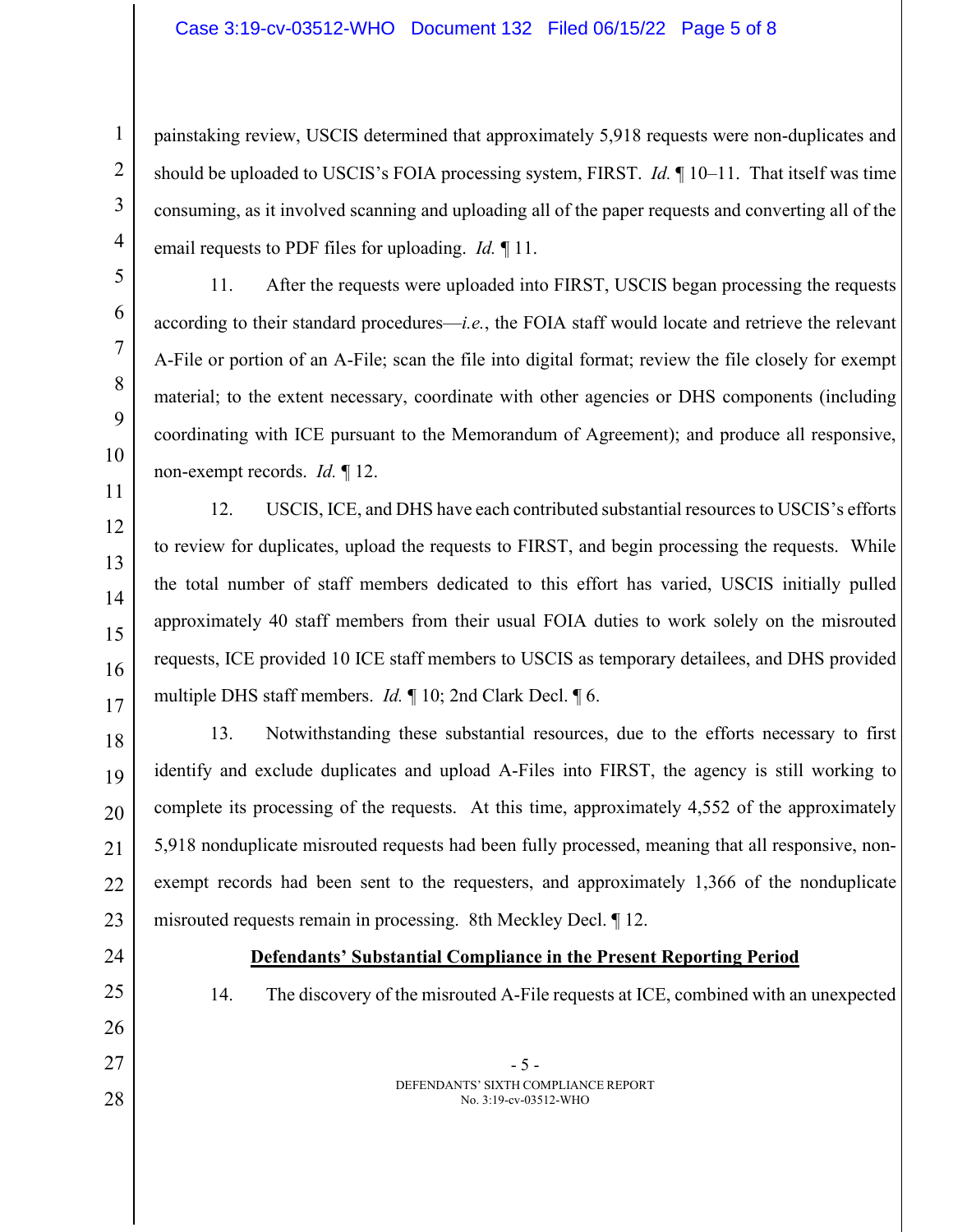painstaking review, USCIS determined that approximately 5,918 requests were non-duplicates and should be uploaded to USCIS's FOIA processing system, FIRST. *Id.* ¶ 10–11. That itself was time consuming, as it involved scanning and uploading all of the paper requests and converting all of the email requests to PDF files for uploading. *Id.* ¶ 11.

11. After the requests were uploaded into FIRST, USCIS began processing the requests according to their standard procedures—*i.e.*, the FOIA staff would locate and retrieve the relevant A-File or portion of an A-File; scan the file into digital format; review the file closely for exempt material; to the extent necessary, coordinate with other agencies or DHS components (including coordinating with ICE pursuant to the Memorandum of Agreement); and produce all responsive, non-exempt records. *Id.* ¶ 12.

12. USCIS, ICE, and DHS have each contributed substantial resources to USCIS's efforts to review for duplicates, upload the requests to FIRST, and begin processing the requests. While the total number of staff members dedicated to this effort has varied, USCIS initially pulled approximately 40 staff members from their usual FOIA duties to work solely on the misrouted requests, ICE provided 10 ICE staff members to USCIS as temporary detailees, and DHS provided multiple DHS staff members. *Id.* ¶ 10; 2nd Clark Decl. ¶ 6.

13. Notwithstanding these substantial resources, due to the efforts necessary to first identify and exclude duplicates and upload A-Files into FIRST, the agency is still working to complete its processing of the requests. At this time, approximately 4,552 of the approximately 5,918 nonduplicate misrouted requests had been fully processed, meaning that all responsive, non-exempt records had been sent to the requesters, and approximately 1,366 of the nonduplicate misrouted requests remain in processing. 8th Meckley Decl. ¶ 12.

## Defendants' Substantial Compliance in the Present Reporting Period

14. The discovery of the misrouted A-File requests at ICE, combined with an unexpected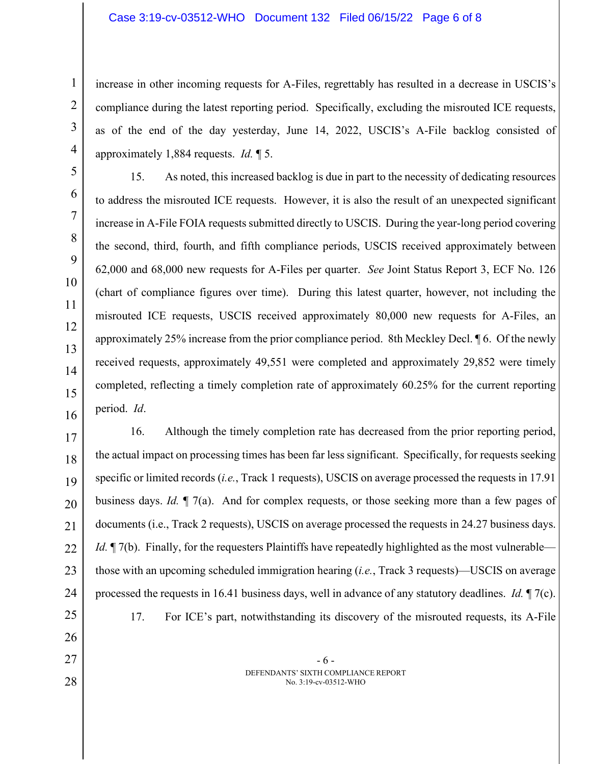increase in other incoming requests for A-Files, regrettably has resulted in a decrease in USCIS's compliance during the latest reporting period. Specifically, excluding the misrouted ICE requests, as of the end of the day yesterday, June 14, 2022, USCIS's A-File backlog consisted of approximately 1,884 requests. *Id.* ¶ 5.

15. As noted, this increased backlog is due in part to the necessity of dedicating resources to address the misrouted ICE requests. However, it is also the result of an unexpected significant increase in A-File FOIA requests submitted directly to USCIS. During the year-long period covering the second, third, fourth, and fifth compliance periods, USCIS received approximately between 62,000 and 68,000 new requests for A-Files per quarter. *See* Joint Status Report 3, ECF No. 126 (chart of compliance figures over time). During this latest quarter, however, not including the misrouted ICE requests, USCIS received approximately 80,000 new requests for A-Files, an approximately 25% increase from the prior compliance period. 8th Meckley Decl. ¶ 6. Of the newly received requests, approximately 49,551 were completed and approximately 29,852 were timely completed, reflecting a timely completion rate of approximately 60.25% for the current reporting period. *Id*.

16. Although the timely completion rate has decreased from the prior reporting period, the actual impact on processing times has been far less significant. Specifically, for requests seeking specific or limited records (*i.e.*, Track 1 requests), USCIS on average processed the requests in 17.91 business days. *Id.* ¶ 7(a). And for complex requests, or those seeking more than a few pages of documents (i.e., Track 2 requests), USCIS on average processed the requests in 24.27 business days. *Id.* ¶ 7(b). Finally, for the requesters Plaintiffs have repeatedly highlighted as the most vulnerable—those with an upcoming scheduled immigration hearing (*i.e.*, Track 3 requests)—USCIS on average processed the requests in 16.41 business days, well in advance of any statutory deadlines. *Id.* ¶ 7(c).

17. For ICE's part, notwithstanding its discovery of the misrouted requests, its A-File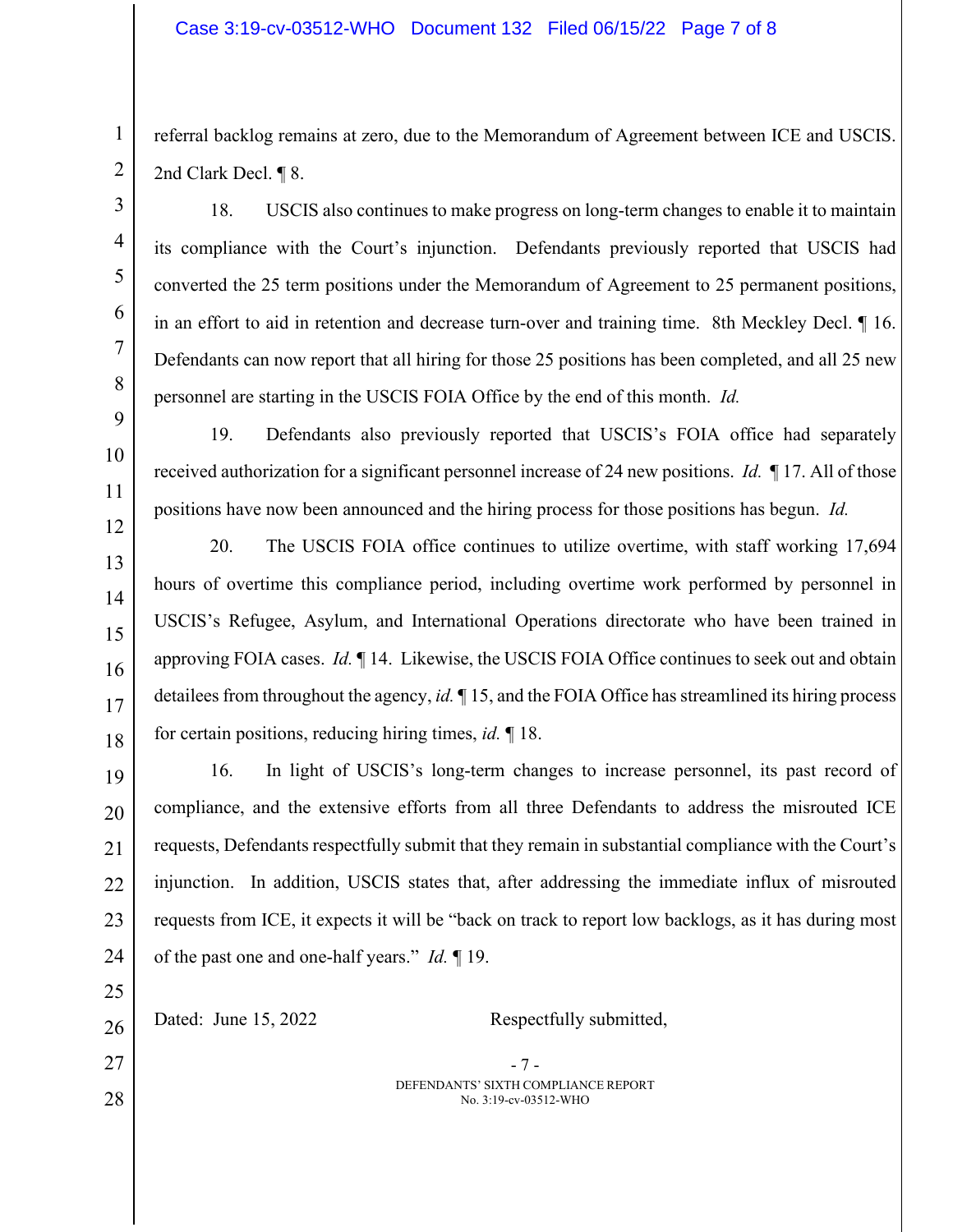referral backlog remains at zero, due to the Memorandum of Agreement between ICE and USCIS. 2nd Clark Decl. ¶ 8.

18. USCIS also continues to make progress on long-term changes to enable it to maintain its compliance with the Court's injunction. Defendants previously reported that USCIS had converted the 25 term positions under the Memorandum of Agreement to 25 permanent positions, in an effort to aid in retention and decrease turn-over and training time. 8th Meckley Decl. ¶ 16. Defendants can now report that all hiring for those 25 positions has been completed, and all 25 new personnel are starting in the USCIS FOIA Office by the end of this month. *Id.*

19. Defendants also previously reported that USCIS's FOIA office had separately received authorization for a significant personnel increase of 24 new positions. *Id.* ¶ 17. All of those positions have now been announced and the hiring process for those positions has begun. *Id.*

20. The USCIS FOIA office continues to utilize overtime, with staff working 17,694 hours of overtime this compliance period, including overtime work performed by personnel in USCIS's Refugee, Asylum, and International Operations directorate who have been trained in approving FOIA cases. *Id.* ¶ 14. Likewise, the USCIS FOIA Office continues to seek out and obtain detailees from throughout the agency, *id.* ¶ 15, and the FOIA Office has streamlined its hiring process for certain positions, reducing hiring times, *id.* ¶ 18.

16. In light of USCIS's long-term changes to increase personnel, its past record of compliance, and the extensive efforts from all three Defendants to address the misrouted ICE requests, Defendants respectfully submit that they remain in substantial compliance with the Court's injunction. In addition, USCIS states that, after addressing the immediate influx of misrouted requests from ICE, it expects it will be "back on track to report low backlogs, as it has during most of the past one and one-half years." *Id.* ¶ 19.

Dated: June 15, 2022 Respectfully submitted,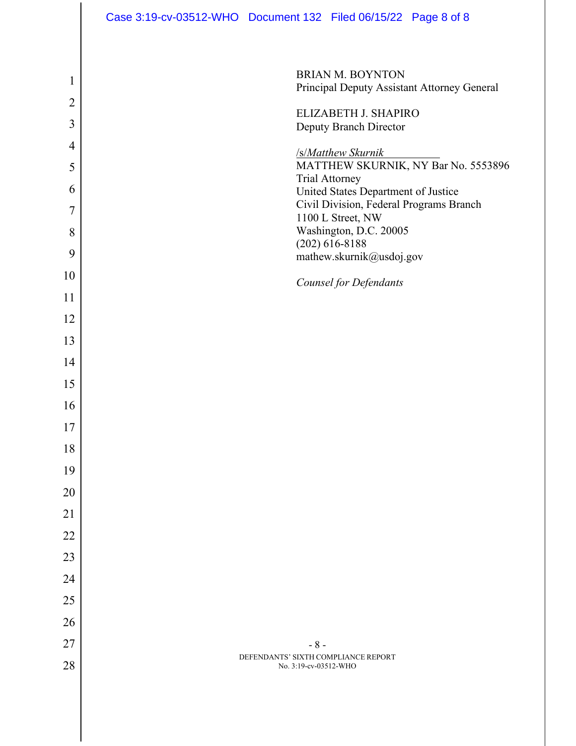BRIAN M. BOYNTON
Principal Deputy Assistant Attorney General

ELIZABETH J. SHAPIRO
Deputy Branch Director

/s/*Matthew Skurnik*
MATTHEW SKURNIK, NY Bar No. 5553896
Trial Attorney
United States Department of Justice
Civil Division, Federal Programs Branch
1100 L Street, NW
Washington, D.C. 20005
(202) 616-8188
mathew.skurnik@usdoj.gov

*Counsel for Defendants*